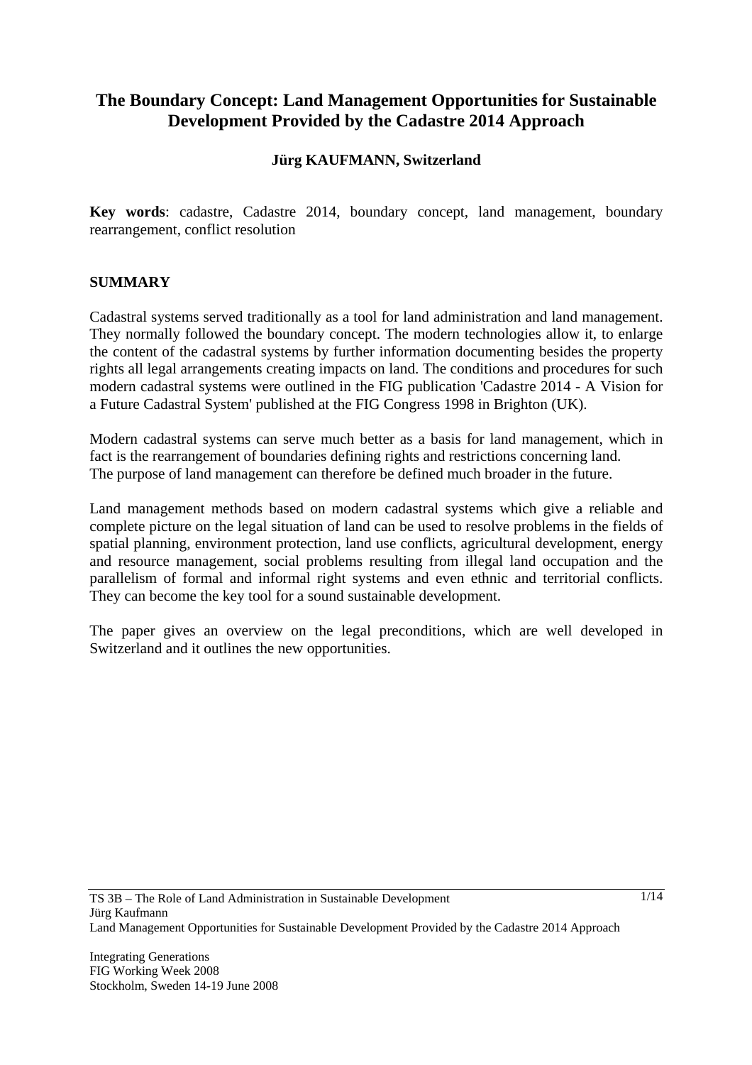# The Boundary Concept: Land Management Opportunities for Sustainable Development Provided by the Cadastre 2014 Approach

**Jürg KAUFMANN, Switzerland**

**Key words**: cadastre, Cadastre 2014, boundary concept, land management, boundary rearrangement, conflict resolution

## SUMMARY

Cadastral systems served traditionally as a tool for land administration and land management. They normally followed the boundary concept. The modern technologies allow it, to enlarge the content of the cadastral systems by further information documenting besides the property rights all legal arrangements creating impacts on land. The conditions and procedures for such modern cadastral systems were outlined in the FIG publication 'Cadastre 2014 - A Vision for a Future Cadastral System' published at the FIG Congress 1998 in Brighton (UK).

Modern cadastral systems can serve much better as a basis for land management, which in fact is the rearrangement of boundaries defining rights and restrictions concerning land. The purpose of land management can therefore be defined much broader in the future.

Land management methods based on modern cadastral systems which give a reliable and complete picture on the legal situation of land can be used to resolve problems in the fields of spatial planning, environment protection, land use conflicts, agricultural development, energy and resource management, social problems resulting from illegal land occupation and the parallelism of formal and informal right systems and even ethnic and territorial conflicts. They can become the key tool for a sound sustainable development.

The paper gives an overview on the legal preconditions, which are well developed in Switzerland and it outlines the new opportunities.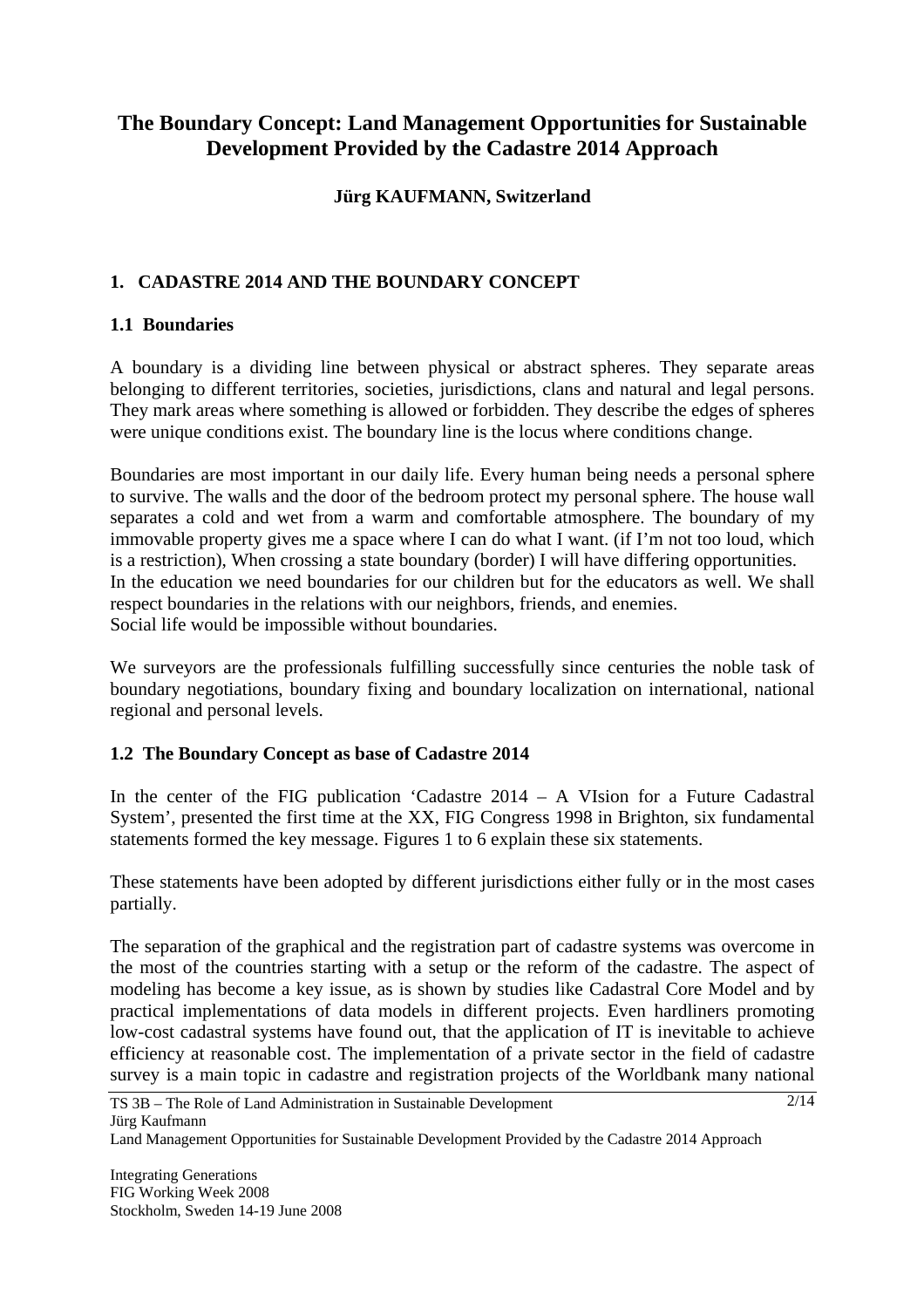# The Boundary Concept: Land Management Opportunities for Sustainable Development Provided by the Cadastre 2014 Approach

**Jürg KAUFMANN, Switzerland**

## 1. CADASTRE 2014 AND THE BOUNDARY CONCEPT

### 1.1 Boundaries

A boundary is a dividing line between physical or abstract spheres. They separate areas belonging to different territories, societies, jurisdictions, clans and natural and legal persons. They mark areas where something is allowed or forbidden. They describe the edges of spheres were unique conditions exist. The boundary line is the locus where conditions change.

Boundaries are most important in our daily life. Every human being needs a personal sphere to survive. The walls and the door of the bedroom protect my personal sphere. The house wall separates a cold and wet from a warm and comfortable atmosphere. The boundary of my immovable property gives me a space where I can do what I want. (if I'm not too loud, which is a restriction), When crossing a state boundary (border) I will have differing opportunities.
In the education we need boundaries for our children but for the educators as well. We shall respect boundaries in the relations with our neighbors, friends, and enemies.
Social life would be impossible without boundaries.

We surveyors are the professionals fulfilling successfully since centuries the noble task of boundary negotiations, boundary fixing and boundary localization on international, national regional and personal levels.

### 1.2 The Boundary Concept as base of Cadastre 2014

In the center of the FIG publication 'Cadastre 2014 – A VIsion for a Future Cadastral System', presented the first time at the XX, FIG Congress 1998 in Brighton, six fundamental statements formed the key message. Figures 1 to 6 explain these six statements.

These statements have been adopted by different jurisdictions either fully or in the most cases partially.

The separation of the graphical and the registration part of cadastre systems was overcome in the most of the countries starting with a setup or the reform of the cadastre. The aspect of modeling has become a key issue, as is shown by studies like Cadastral Core Model and by practical implementations of data models in different projects. Even hardliners promoting low-cost cadastral systems have found out, that the application of IT is inevitable to achieve efficiency at reasonable cost. The implementation of a private sector in the field of cadastre survey is a main topic in cadastre and registration projects of the Worldbank many national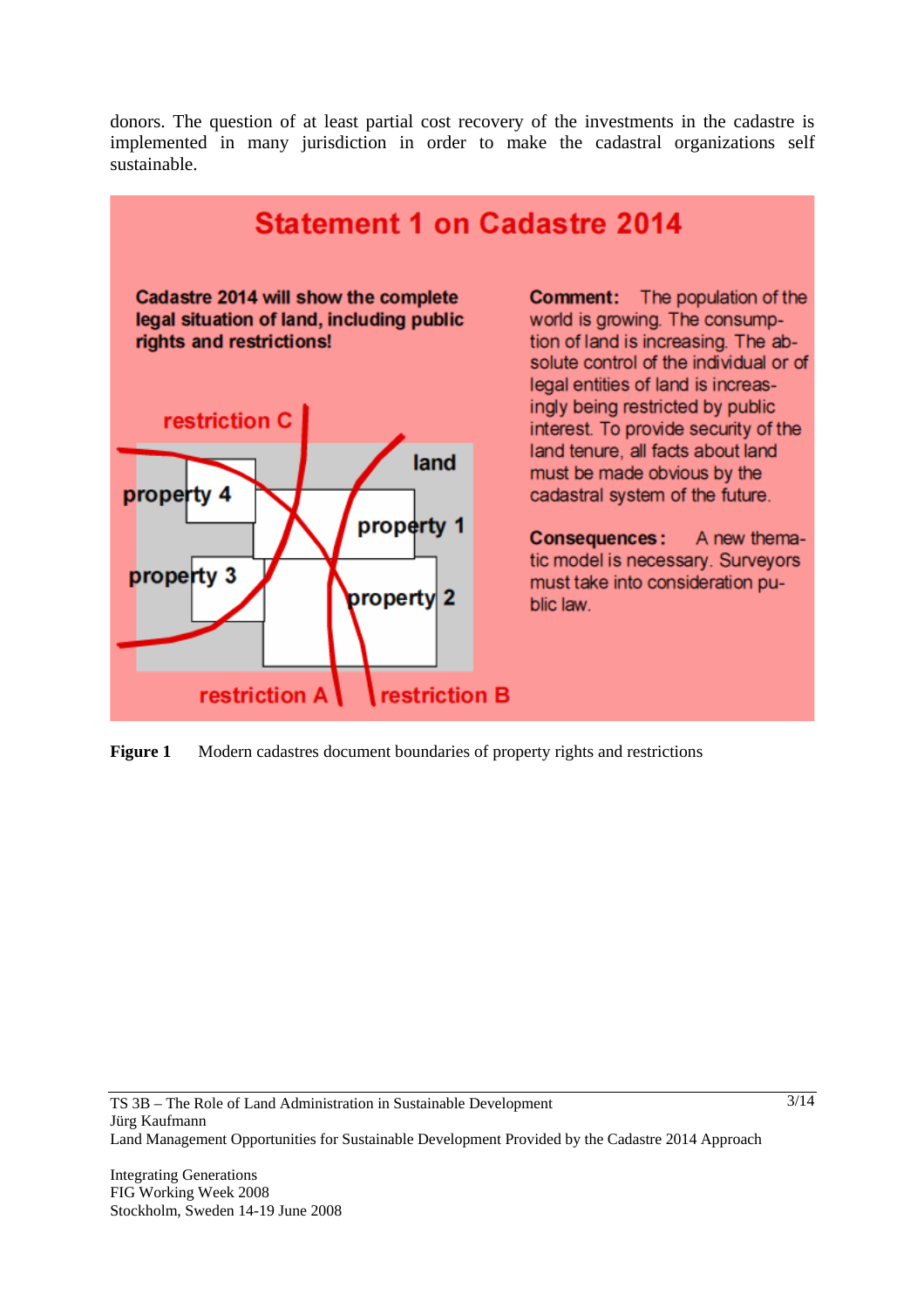donors. The question of at least partial cost recovery of the investments in the cadastre is implemented in many jurisdiction in order to make the cadastral organizations self sustainable.

**Statement 1 on Cadastre 2014**

**Cadastre 2014 will show the complete legal situation of land, including public rights and restrictions!**

restriction C

land

property 4

property 1

property 3

property 2

restriction A

restriction B

**Comment:** The population of the world is growing. The consumption of land is increasing. The absolute control of the individual or of legal entities of land is increasingly being restricted by public interest. To provide security of the land tenure, all facts about land must be made obvious by the cadastral system of the future.

**Consequences:** A new thematic model is necessary. Surveyors must take into consideration public law.

**Figure 1** Modern cadastres document boundaries of property rights and restrictions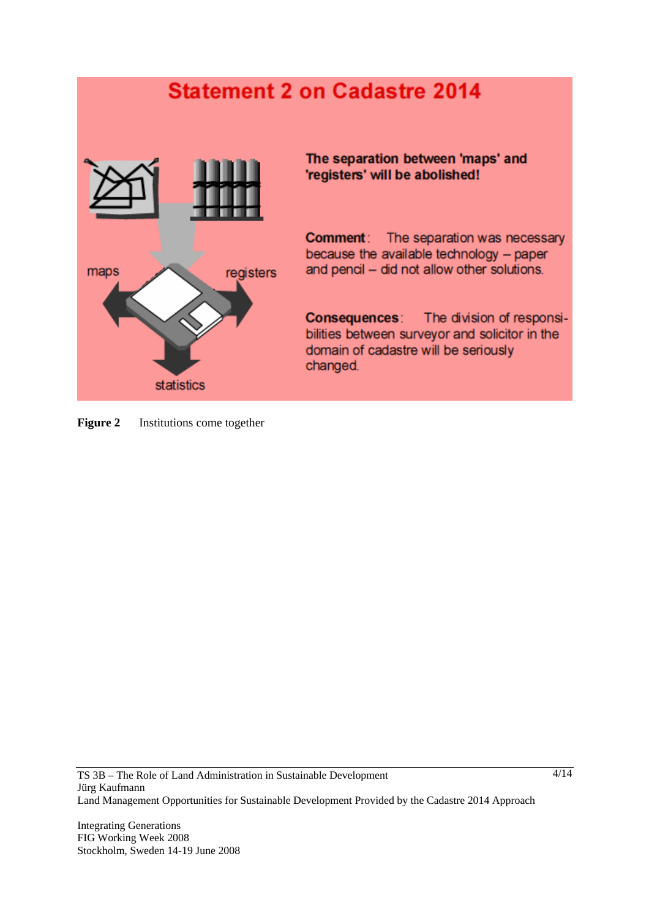## Statement 2 on Cadastre 2014

maps

registers

statistics

**The separation between 'maps' and 'registers' will be abolished!**

**Comment**: The separation was necessary because the available technology – paper and pencil – did not allow other solutions.

**Consequences**: The division of responsibilities between surveyor and solicitor in the domain of cadastre will be seriously changed.

**Figure 2** Institutions come together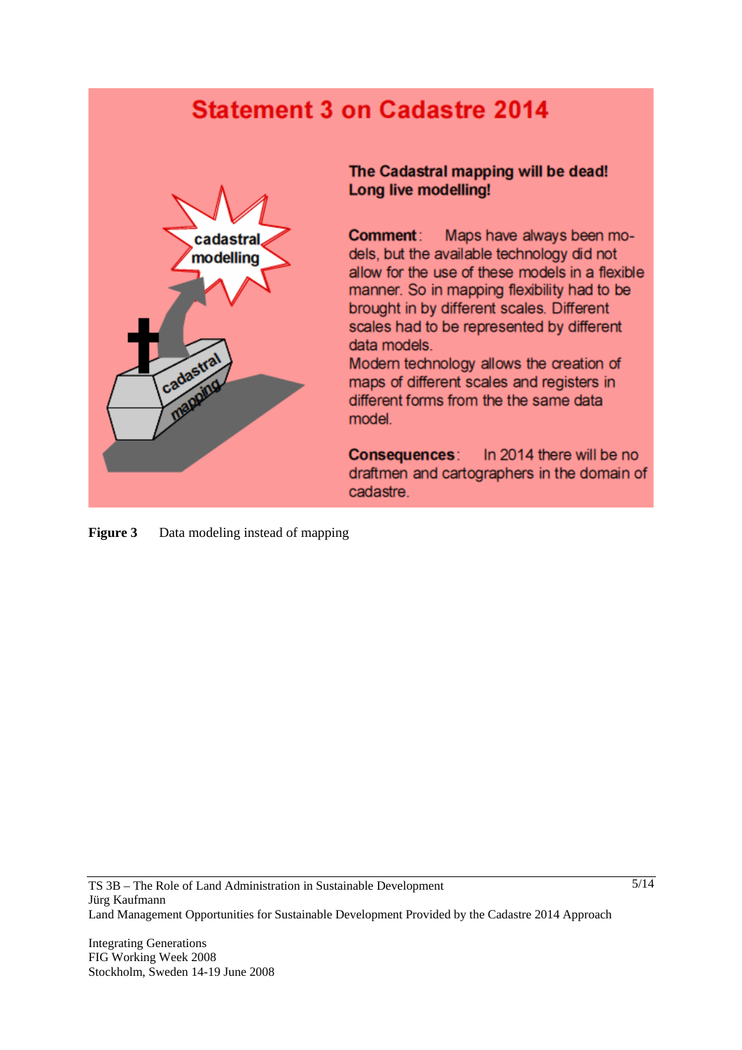## Statement 3 on Cadastre 2014

cadastral modelling

cadastral mapping

**The Cadastral mapping will be dead! Long live modelling!**

**Comment**: Maps have always been models, but the available technology did not allow for the use of these models in a flexible manner. So in mapping flexibility had to be brought in by different scales. Different scales had to be represented by different data models.
Modern technology allows the creation of maps of different scales and registers in different forms from the the same data model.

**Consequences**: In 2014 there will be no draftmen and cartographers in the domain of cadastre.

**Figure 3** Data modeling instead of mapping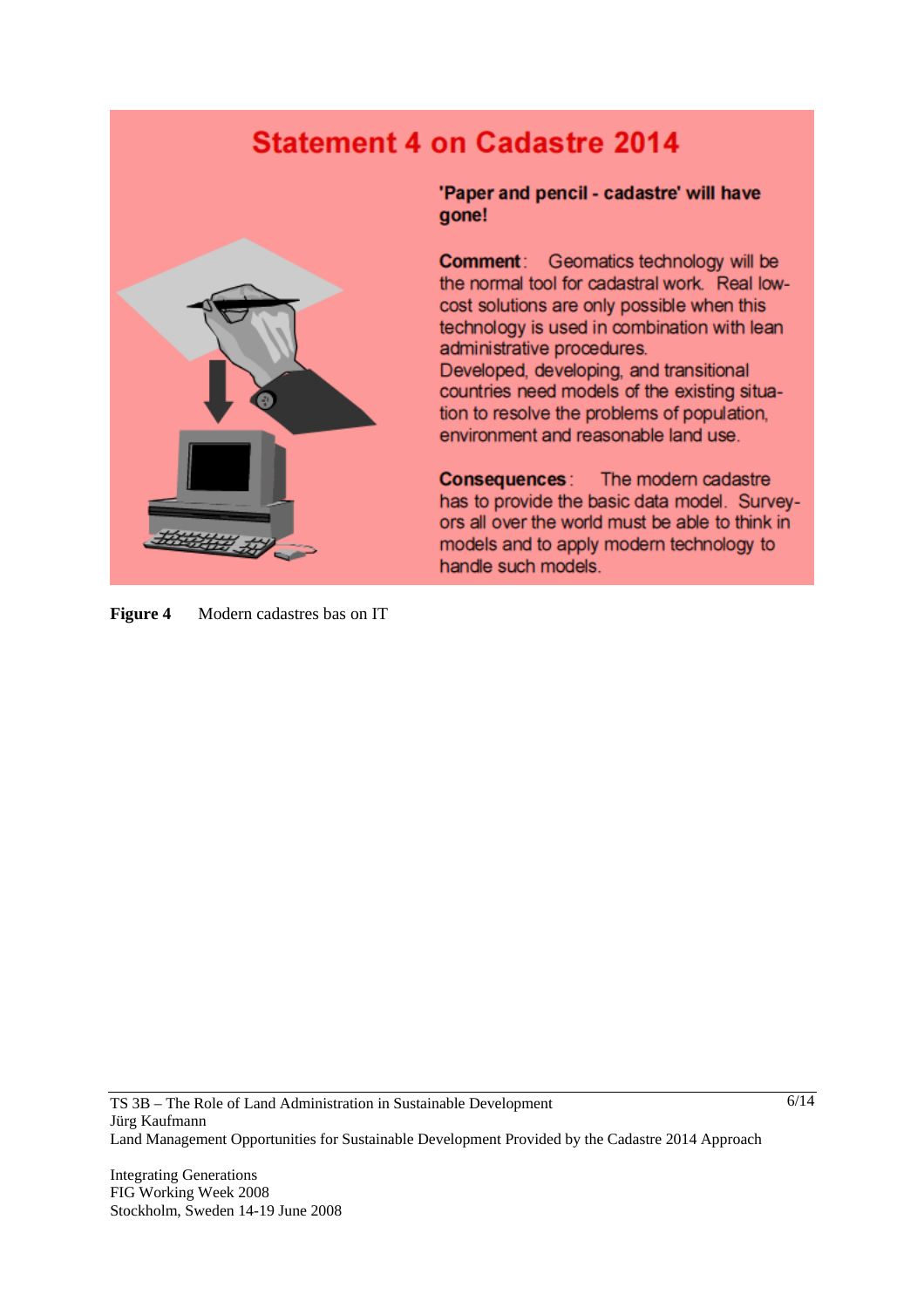## Statement 4 on Cadastre 2014

**'Paper and pencil - cadastre' will have gone!**

**Comment**: Geomatics technology will be the normal tool for cadastral work. Real low-cost solutions are only possible when this technology is used in combination with lean administrative procedures.
Developed, developing, and transitional countries need models of the existing situation to resolve the problems of population, environment and reasonable land use.

**Consequences**: The modern cadastre has to provide the basic data model. Surveyors all over the world must be able to think in models and to apply modern technology to handle such models.

**Figure 4** Modern cadastres bas on IT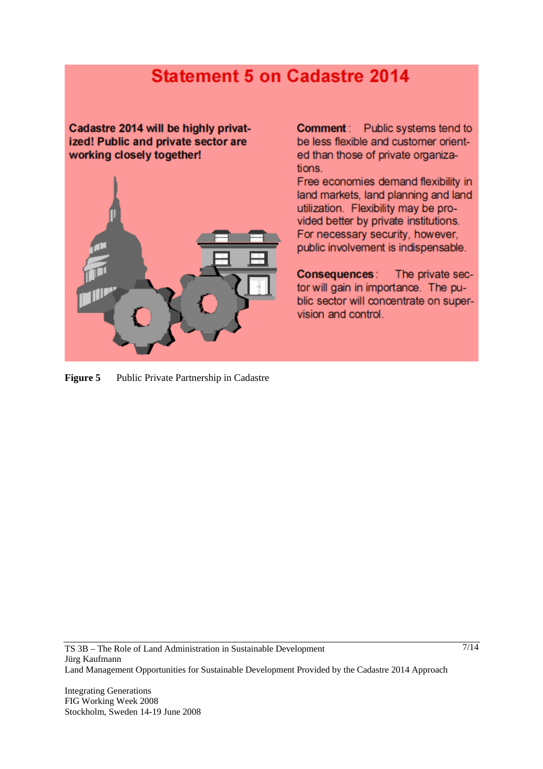## Statement 5 on Cadastre 2014

**Cadastre 2014 will be highly privatized! Public and private sector are working closely together!**

**Comment**: Public systems tend to be less flexible and customer oriented than those of private organizations.
Free economies demand flexibility in land markets, land planning and land utilization. Flexibility may be provided better by private institutions. For necessary security, however, public involvement is indispensable.

**Consequences**: The private sector will gain in importance. The public sector will concentrate on supervision and control.

**Figure 5** Public Private Partnership in Cadastre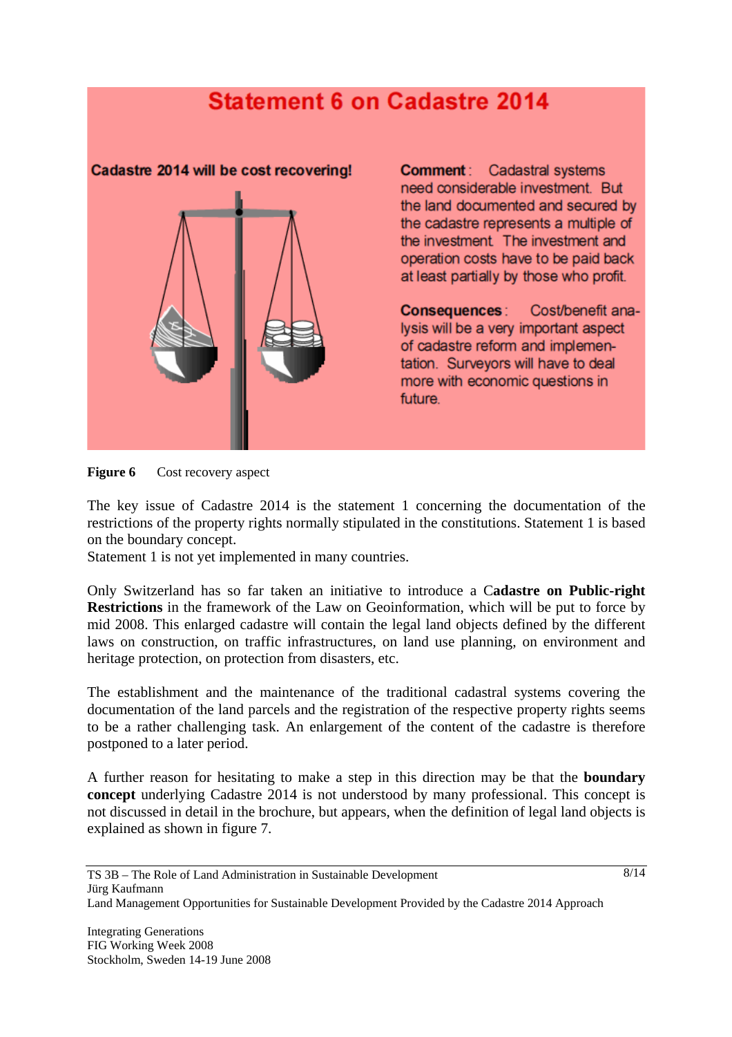## Statement 6 on Cadastre 2014

**Cadastre 2014 will be cost recovering!**

**Comment**: Cadastral systems need considerable investment. But the land documented and secured by the cadastre represents a multiple of the investment. The investment and operation costs have to be paid back at least partially by those who profit.

**Consequences**: Cost/benefit analysis will be a very important aspect of cadastre reform and implementation. Surveyors will have to deal more with economic questions in future.

**Figure 6** Cost recovery aspect

The key issue of Cadastre 2014 is the statement 1 concerning the documentation of the restrictions of the property rights normally stipulated in the constitutions. Statement 1 is based on the boundary concept.
Statement 1 is not yet implemented in many countries.

Only Switzerland has so far taken an initiative to introduce a C**adastre on Public-right Restrictions** in the framework of the Law on Geoinformation, which will be put to force by mid 2008. This enlarged cadastre will contain the legal land objects defined by the different laws on construction, on traffic infrastructures, on land use planning, on environment and heritage protection, on protection from disasters, etc.

The establishment and the maintenance of the traditional cadastral systems covering the documentation of the land parcels and the registration of the respective property rights seems to be a rather challenging task. An enlargement of the content of the cadastre is therefore postponed to a later period.

A further reason for hesitating to make a step in this direction may be that the **boundary concept** underlying Cadastre 2014 is not understood by many professional. This concept is not discussed in detail in the brochure, but appears, when the definition of legal land objects is explained as shown in figure 7.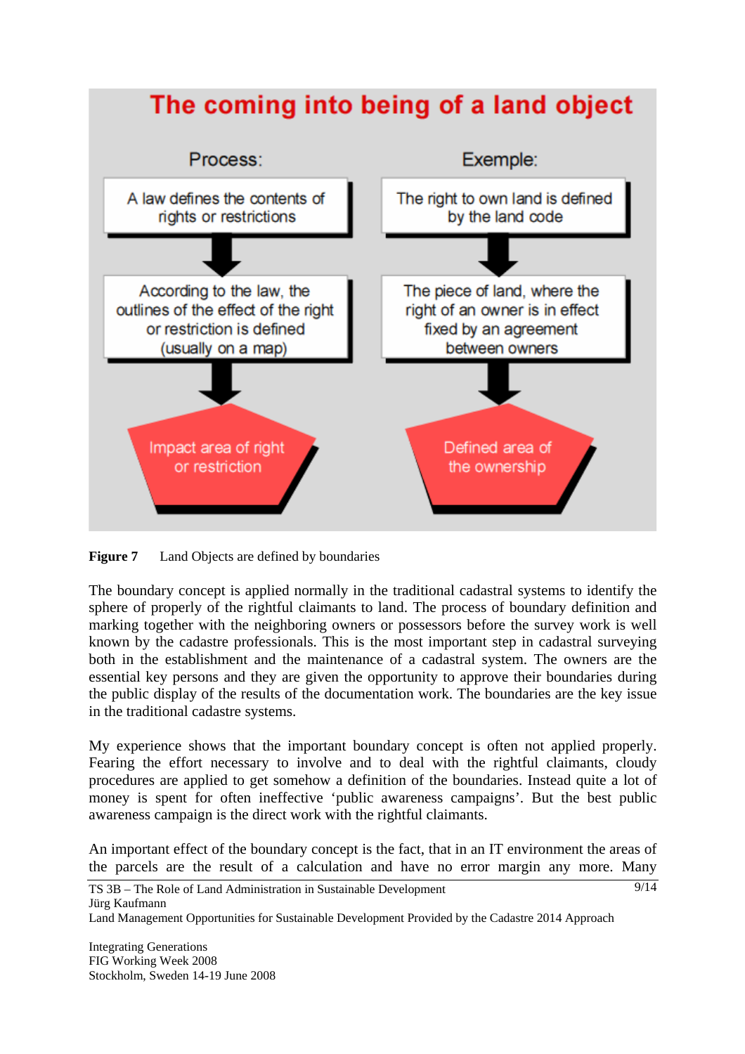**The coming into being of a land object**

| Process: | Exemple: |
| --- | --- |
| A law defines the contents of rights or restrictions | The right to own land is defined by the land code |
| According to the law, the outlines of the effect of the right or restriction is defined (usually on a map) | The piece of land, where the right of an owner is in effect fixed by an agreement between owners |
| Impact area of right or restriction | Defined area of the ownership |

**Figure 7** Land Objects are defined by boundaries

The boundary concept is applied normally in the traditional cadastral systems to identify the sphere of properly of the rightful claimants to land. The process of boundary definition and marking together with the neighboring owners or possessors before the survey work is well known by the cadastre professionals. This is the most important step in cadastral surveying both in the establishment and the maintenance of a cadastral system. The owners are the essential key persons and they are given the opportunity to approve their boundaries during the public display of the results of the documentation work. The boundaries are the key issue in the traditional cadastre systems.

My experience shows that the important boundary concept is often not applied properly. Fearing the effort necessary to involve and to deal with the rightful claimants, cloudy procedures are applied to get somehow a definition of the boundaries. Instead quite a lot of money is spent for often ineffective 'public awareness campaigns'. But the best public awareness campaign is the direct work with the rightful claimants.

An important effect of the boundary concept is the fact, that in an IT environment the areas of the parcels are the result of a calculation and have no error margin any more. Many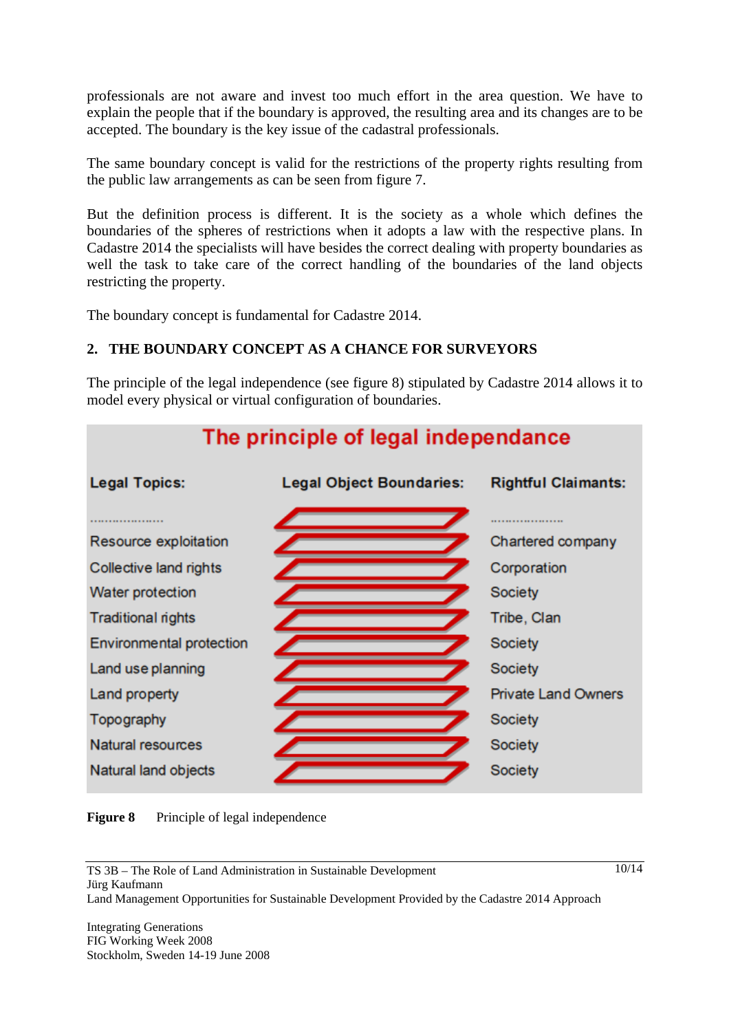professionals are not aware and invest too much effort in the area question. We have to explain the people that if the boundary is approved, the resulting area and its changes are to be accepted. The boundary is the key issue of the cadastral professionals.

The same boundary concept is valid for the restrictions of the property rights resulting from the public law arrangements as can be seen from figure 7.

But the definition process is different. It is the society as a whole which defines the boundaries of the spheres of restrictions when it adopts a law with the respective plans. In Cadastre 2014 the specialists will have besides the correct dealing with property boundaries as well the task to take care of the correct handling of the boundaries of the land objects restricting the property.

The boundary concept is fundamental for Cadastre 2014.

## 2. THE BOUNDARY CONCEPT AS A CHANCE FOR SURVEYORS

The principle of the legal independence (see figure 8) stipulated by Cadastre 2014 allows it to model every physical or virtual configuration of boundaries.

**The principle of legal independance**

| Legal Topics: | Legal Object Boundaries: | Rightful Claimants: |
|---|---|---|
| .................... | | .................... |
| Resource exploitation | | Chartered company |
| Collective land rights | | Corporation |
| Water protection | | Society |
| Traditional rights | | Tribe, Clan |
| Environmental protection | | Society |
| Land use planning | | Society |
| Land property | | Private Land Owners |
| Topography | | Society |
| Natural resources | | Society |
| Natural land objects | | Society |

**Figure 8** Principle of legal independence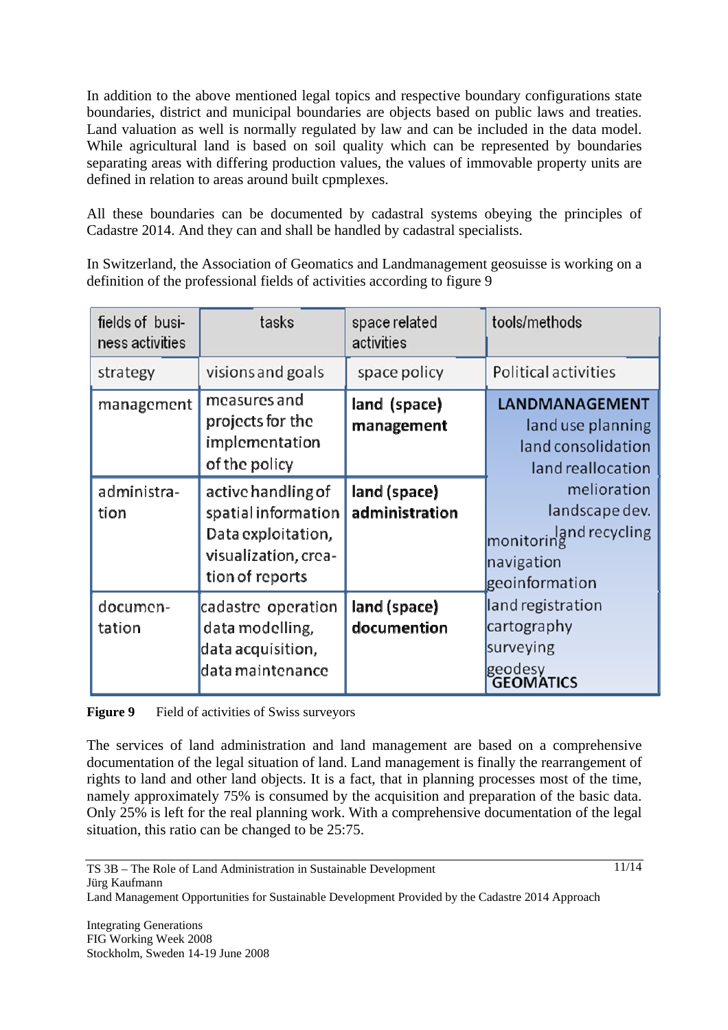In addition to the above mentioned legal topics and respective boundary configurations state boundaries, district and municipal boundaries are objects based on public laws and treaties. Land valuation as well is normally regulated by law and can be included in the data model. While agricultural land is based on soil quality which can be represented by boundaries separating areas with differing production values, the values of immovable property units are defined in relation to areas around built cpmplexes.

All these boundaries can be documented by cadastral systems obeying the principles of Cadastre 2014. And they can and shall be handled by cadastral specialists.

In Switzerland, the Association of Geomatics and Landmanagement geosuisse is working on a definition of the professional fields of activities according to figure 9

| fields of business activities | tasks | space related activities | tools/methods |
|---|---|---|---|
| strategy | visions and goals | space policy | Political activities |
| management | measures and projects for the implementation of the policy | **land (space) management** | **LANDMANAGEMENT** land use planning land consolidation land reallocation |
| administration | active handling of spatial information Data exploitation, visualization, creation of reports | **land (space) administration** | melioration landscape dev. land recycling monitoring navigation geoinformation |
| documentation | cadastre operation data modelling, data acquisition, data maintenance | **land (space) documention** | land registration cartography surveying geodesy **GEOMATICS** |

**Figure 9** Field of activities of Swiss surveyors

The services of land administration and land management are based on a comprehensive documentation of the legal situation of land. Land management is finally the rearrangement of rights to land and other land objects. It is a fact, that in planning processes most of the time, namely approximately 75% is consumed by the acquisition and preparation of the basic data. Only 25% is left for the real planning work. With a comprehensive documentation of the legal situation, this ratio can be changed to be 25:75.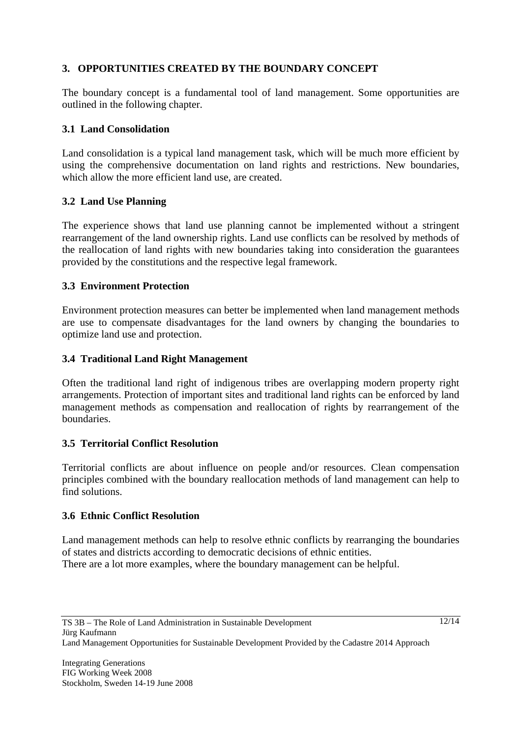## 3. OPPORTUNITIES CREATED BY THE BOUNDARY CONCEPT

The boundary concept is a fundamental tool of land management. Some opportunities are outlined in the following chapter.

### 3.1 Land Consolidation

Land consolidation is a typical land management task, which will be much more efficient by using the comprehensive documentation on land rights and restrictions. New boundaries, which allow the more efficient land use, are created.

### 3.2 Land Use Planning

The experience shows that land use planning cannot be implemented without a stringent rearrangement of the land ownership rights. Land use conflicts can be resolved by methods of the reallocation of land rights with new boundaries taking into consideration the guarantees provided by the constitutions and the respective legal framework.

### 3.3 Environment Protection

Environment protection measures can better be implemented when land management methods are use to compensate disadvantages for the land owners by changing the boundaries to optimize land use and protection.

### 3.4 Traditional Land Right Management

Often the traditional land right of indigenous tribes are overlapping modern property right arrangements. Protection of important sites and traditional land rights can be enforced by land management methods as compensation and reallocation of rights by rearrangement of the boundaries.

### 3.5 Territorial Conflict Resolution

Territorial conflicts are about influence on people and/or resources. Clean compensation principles combined with the boundary reallocation methods of land management can help to find solutions.

### 3.6 Ethnic Conflict Resolution

Land management methods can help to resolve ethnic conflicts by rearranging the boundaries of states and districts according to democratic decisions of ethnic entities.
There are a lot more examples, where the boundary management can be helpful.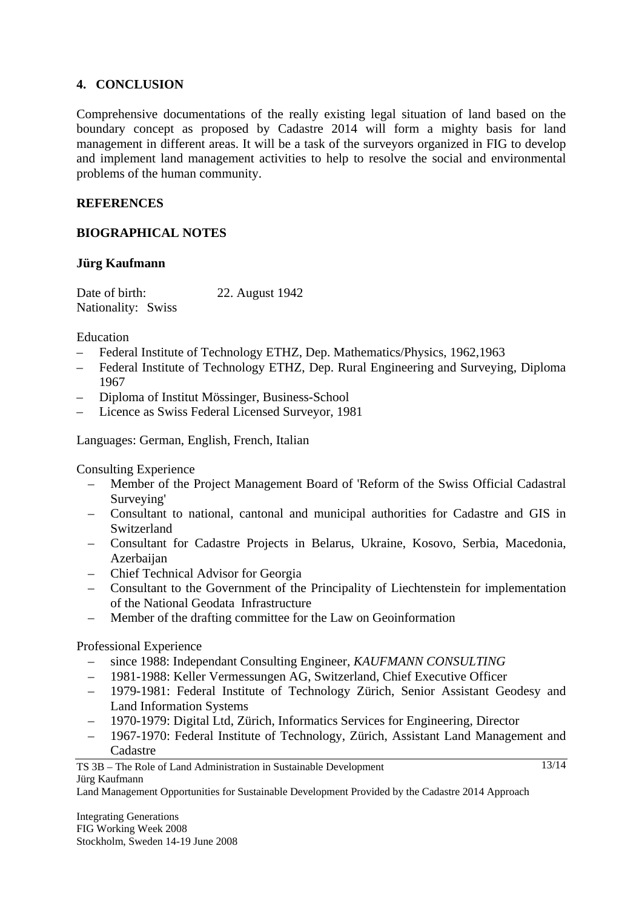## 4. CONCLUSION

Comprehensive documentations of the really existing legal situation of land based on the boundary concept as proposed by Cadastre 2014 will form a mighty basis for land management in different areas. It will be a task of the surveyors organized in FIG to develop and implement land management activities to help to resolve the social and environmental problems of the human community.

## REFERENCES

## BIOGRAPHICAL NOTES

**Jürg Kaufmann**

Date of birth: 22. August 1942
Nationality: Swiss

Education

- Federal Institute of Technology ETHZ, Dep. Mathematics/Physics, 1962,1963
- Federal Institute of Technology ETHZ, Dep. Rural Engineering and Surveying, Diploma 1967
- Diploma of Institut Mössinger, Business-School
- Licence as Swiss Federal Licensed Surveyor, 1981

Languages: German, English, French, Italian

Consulting Experience

- Member of the Project Management Board of 'Reform of the Swiss Official Cadastral Surveying'
- Consultant to national, cantonal and municipal authorities for Cadastre and GIS in Switzerland
- Consultant for Cadastre Projects in Belarus, Ukraine, Kosovo, Serbia, Macedonia, Azerbaijan
- Chief Technical Advisor for Georgia
- Consultant to the Government of the Principality of Liechtenstein for implementation of the National Geodata Infrastructure
- Member of the drafting committee for the Law on Geoinformation

Professional Experience

- since 1988: Independant Consulting Engineer, *KAUFMANN CONSULTING*
- 1981-1988: Keller Vermessungen AG, Switzerland, Chief Executive Officer
- 1979-1981: Federal Institute of Technology Zürich, Senior Assistant Geodesy and Land Information Systems
- 1970-1979: Digital Ltd, Zürich, Informatics Services for Engineering, Director
- 1967-1970: Federal Institute of Technology, Zürich, Assistant Land Management and Cadastre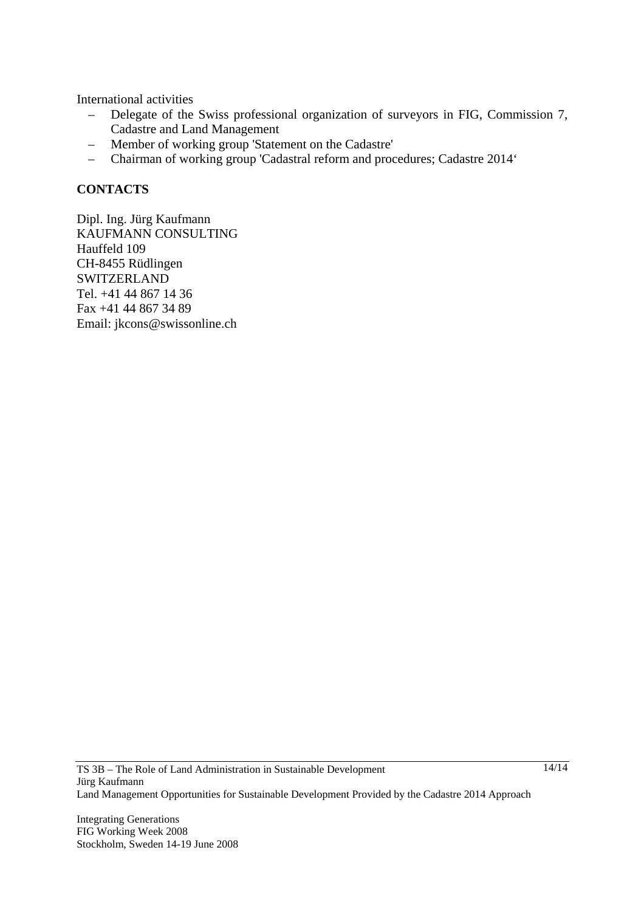International activities

- Delegate of the Swiss professional organization of surveyors in FIG, Commission 7, Cadastre and Land Management
- Member of working group 'Statement on the Cadastre'
- Chairman of working group 'Cadastral reform and procedures; Cadastre 2014'

## CONTACTS

Dipl. Ing. Jürg Kaufmann
KAUFMANN CONSULTING
Hauffeld 109
CH-8455 Rüdlingen
SWITZERLAND
Tel. +41 44 867 14 36
Fax +41 44 867 34 89
Email: jkcons@swissonline.ch